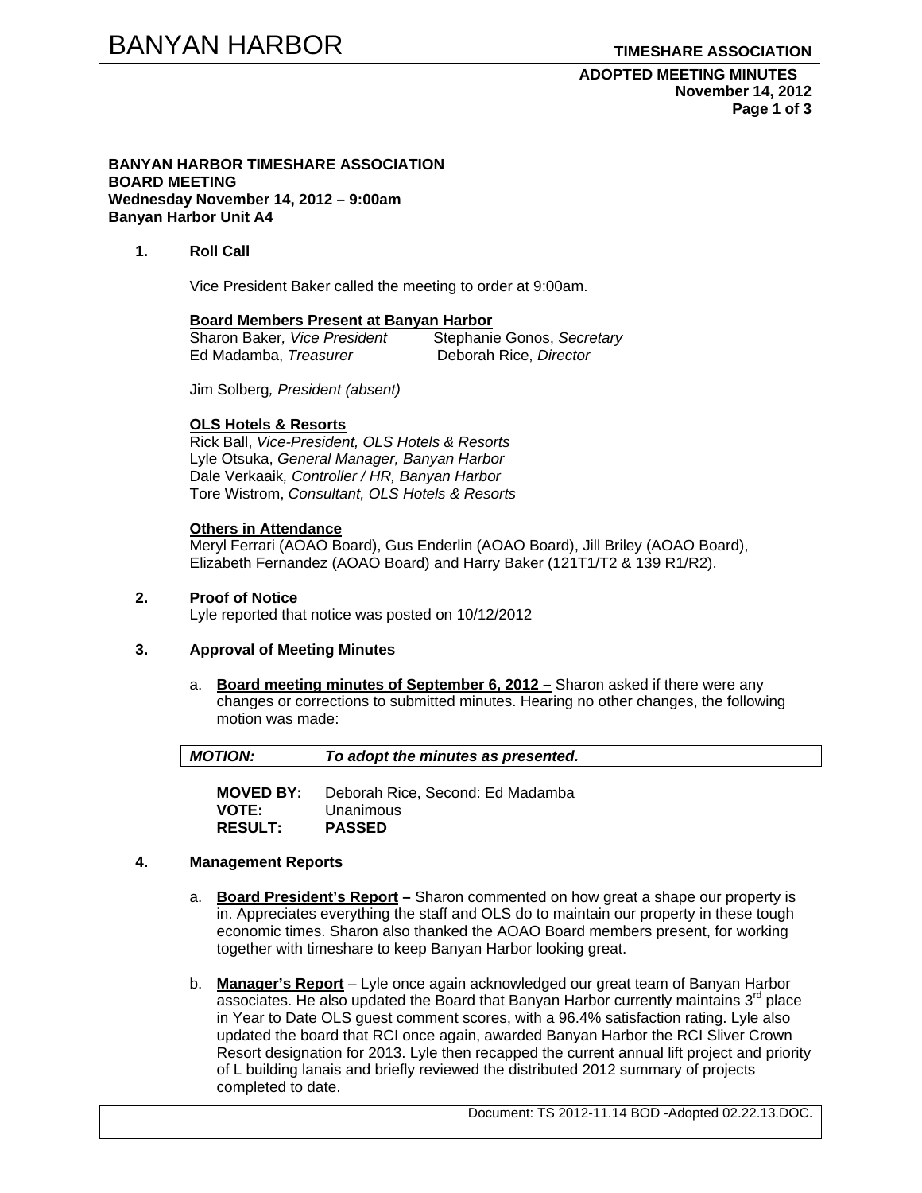**BANYAN HARBOR TIMESHARE ASSOCIATION**
**BOARD MEETING**
**Wednesday November 14, 2012 – 9:00am**
**Banyan Harbor Unit A4**

**ADOPTED MEETING MINUTES**
**November 14, 2012**

## 1. Roll Call

Vice President Baker called the meeting to order at 9:00am.

**Board Members Present at Banyan Harbor**

Sharon Baker, *Vice President*
Stephanie Gonos, *Secretary*
Ed Madamba, *Treasurer*
Deborah Rice, *Director*

Jim Solberg*, President (absent)*

**OLS Hotels & Resorts**

Rick Ball, *Vice-President, OLS Hotels & Resorts*
Lyle Otsuka, *General Manager, Banyan Harbor*
Dale Verkaaik*, Controller / HR, Banyan Harbor*
Tore Wistrom, *Consultant, OLS Hotels & Resorts*

**Others in Attendance**

Meryl Ferrari (AOAO Board), Gus Enderlin (AOAO Board), Jill Briley (AOAO Board), Elizabeth Fernandez (AOAO Board) and Harry Baker (121T1/T2 & 139 R1/R2).

## 2. Proof of Notice

Lyle reported that notice was posted on 10/12/2012

## 3. Approval of Meeting Minutes

a. **Board meeting minutes of September 6, 2012 –** Sharon asked if there were any changes or corrections to submitted minutes. Hearing no other changes, the following motion was made:

| ***MOTION:*** | ***To adopt the minutes as presented.*** |
|---|---|

**MOVED BY:** Deborah Rice, Second: Ed Madamba
**VOTE:** Unanimous
**RESULT:** **PASSED**

## 4. Management Reports

a. **Board President's Report –** Sharon commented on how great a shape our property is in. Appreciates everything the staff and OLS do to maintain our property in these tough economic times. Sharon also thanked the AOAO Board members present, for working together with timeshare to keep Banyan Harbor looking great.

b. **Manager's Report** – Lyle once again acknowledged our great team of Banyan Harbor associates. He also updated the Board that Banyan Harbor currently maintains 3rd place in Year to Date OLS guest comment scores, with a 96.4% satisfaction rating. Lyle also updated the board that RCI once again, awarded Banyan Harbor the RCI Sliver Crown Resort designation for 2013. Lyle then recapped the current annual lift project and priority of L building lanais and briefly reviewed the distributed 2012 summary of projects completed to date.

Document: TS 2012-11.14 BOD -Adopted 02.22.13.DOC.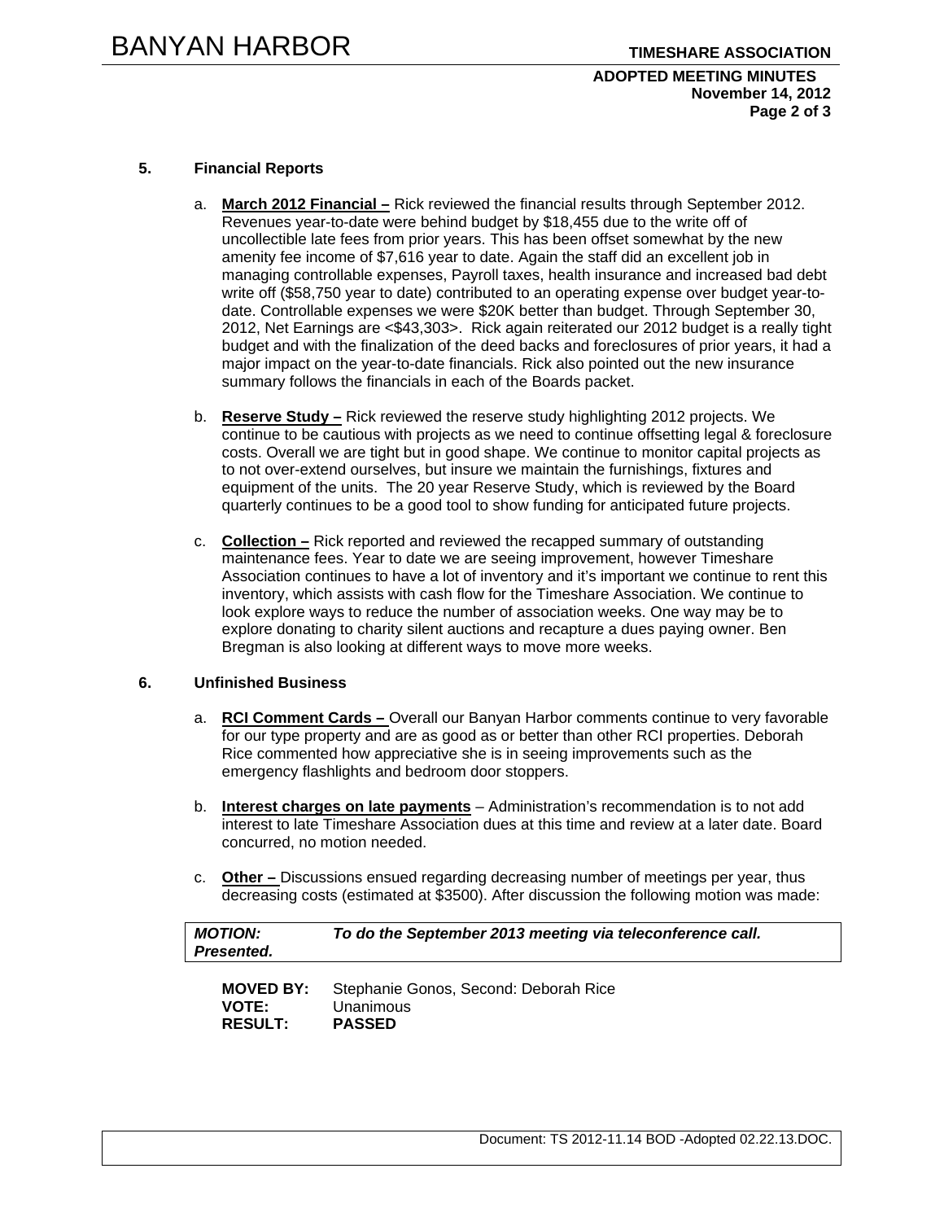## 5. Financial Reports

a. **March 2012 Financial –** Rick reviewed the financial results through September 2012. Revenues year-to-date were behind budget by $18,455 due to the write off of uncollectible late fees from prior years. This has been offset somewhat by the new amenity fee income of $7,616 year to date. Again the staff did an excellent job in managing controllable expenses, Payroll taxes, health insurance and increased bad debt write off ($58,750 year to date) contributed to an operating expense over budget year-to-date. Controllable expenses we were $20K better than budget. Through September 30, 2012, Net Earnings are <$43,303>. Rick again reiterated our 2012 budget is a really tight budget and with the finalization of the deed backs and foreclosures of prior years, it had a major impact on the year-to-date financials. Rick also pointed out the new insurance summary follows the financials in each of the Boards packet.

b. **Reserve Study –** Rick reviewed the reserve study highlighting 2012 projects. We continue to be cautious with projects as we need to continue offsetting legal & foreclosure costs. Overall we are tight but in good shape. We continue to monitor capital projects as to not over-extend ourselves, but insure we maintain the furnishings, fixtures and equipment of the units. The 20 year Reserve Study, which is reviewed by the Board quarterly continues to be a good tool to show funding for anticipated future projects.

c. **Collection –** Rick reported and reviewed the recapped summary of outstanding maintenance fees. Year to date we are seeing improvement, however Timeshare Association continues to have a lot of inventory and it's important we continue to rent this inventory, which assists with cash flow for the Timeshare Association. We continue to look explore ways to reduce the number of association weeks. One way may be to explore donating to charity silent auctions and recapture a dues paying owner. Ben Bregman is also looking at different ways to move more weeks.

## 6. Unfinished Business

a. **RCI Comment Cards –** Overall our Banyan Harbor comments continue to very favorable for our type property and are as good as or better than other RCI properties. Deborah Rice commented how appreciative she is in seeing improvements such as the emergency flashlights and bedroom door stoppers.

b. **Interest charges on late payments** – Administration's recommendation is to not add interest to late Timeshare Association dues at this time and review at a later date. Board concurred, no motion needed.

c. **Other –** Discussions ensued regarding decreasing number of meetings per year, thus decreasing costs (estimated at $3500). After discussion the following motion was made:

| ***MOTION: Presented.*** | ***To do the September 2013 meeting via teleconference call.*** |
|---|---|

**MOVED BY:** Stephanie Gonos, Second: Deborah Rice
**VOTE:** Unanimous
**RESULT:** **PASSED**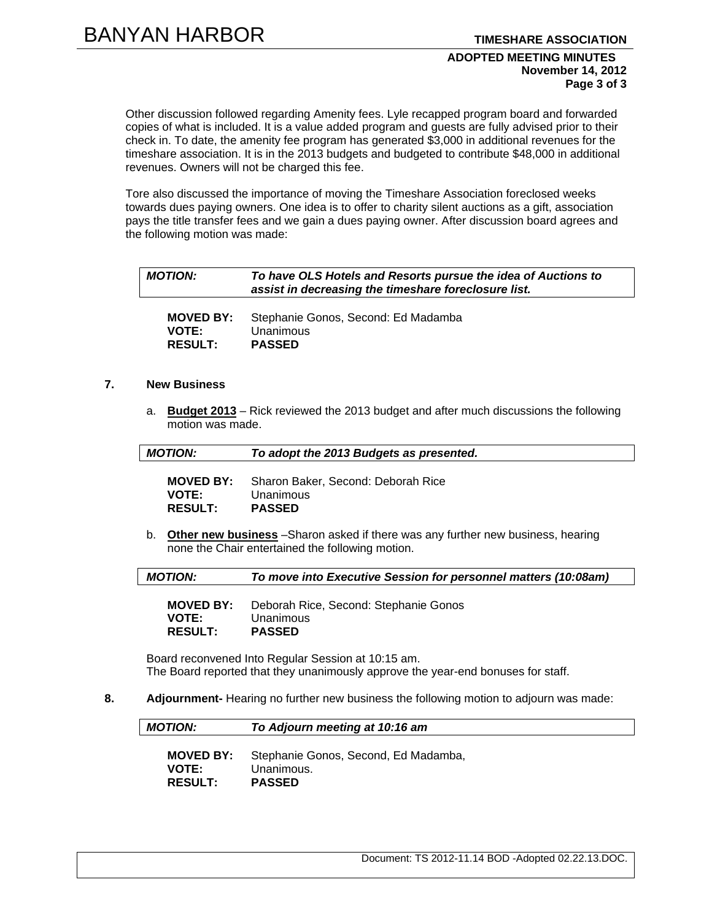Other discussion followed regarding Amenity fees. Lyle recapped program board and forwarded copies of what is included. It is a value added program and guests are fully advised prior to their check in. To date, the amenity fee program has generated $3,000 in additional revenues for the timeshare association. It is in the 2013 budgets and budgeted to contribute $48,000 in additional revenues. Owners will not be charged this fee.

Tore also discussed the importance of moving the Timeshare Association foreclosed weeks towards dues paying owners. One idea is to offer to charity silent auctions as a gift, association pays the title transfer fees and we gain a dues paying owner. After discussion board agrees and the following motion was made:

| | |
|---|---|
| ***MOTION:*** | ***To have OLS Hotels and Resorts pursue the idea of Auctions to assist in decreasing the timeshare foreclosure list.*** |

**MOVED BY:** Stephanie Gonos, Second: Ed Madamba
**VOTE:** Unanimous
**RESULT:** **PASSED**

## 7. New Business

a. **Budget 2013** – Rick reviewed the 2013 budget and after much discussions the following motion was made.

| | |
|---|---|
| ***MOTION:*** | ***To adopt the 2013 Budgets as presented.*** |

**MOVED BY:** Sharon Baker, Second: Deborah Rice
**VOTE:** Unanimous
**RESULT:** **PASSED**

b. **Other new business** –Sharon asked if there was any further new business, hearing none the Chair entertained the following motion.

| | |
|---|---|
| ***MOTION:*** | ***To move into Executive Session for personnel matters (10:08am)*** |

**MOVED BY:** Deborah Rice, Second: Stephanie Gonos
**VOTE:** Unanimous
**RESULT:** **PASSED**

Board reconvened Into Regular Session at 10:15 am.
The Board reported that they unanimously approve the year-end bonuses for staff.

## 8. Adjournment- Hearing no further new business the following motion to adjourn was made:

| | |
|---|---|
| ***MOTION:*** | ***To Adjourn meeting at 10:16 am*** |

**MOVED BY:** Stephanie Gonos, Second, Ed Madamba,
**VOTE:** Unanimous.
**RESULT:** **PASSED**

Document: TS 2012-11.14 BOD -Adopted 02.22.13.DOC.